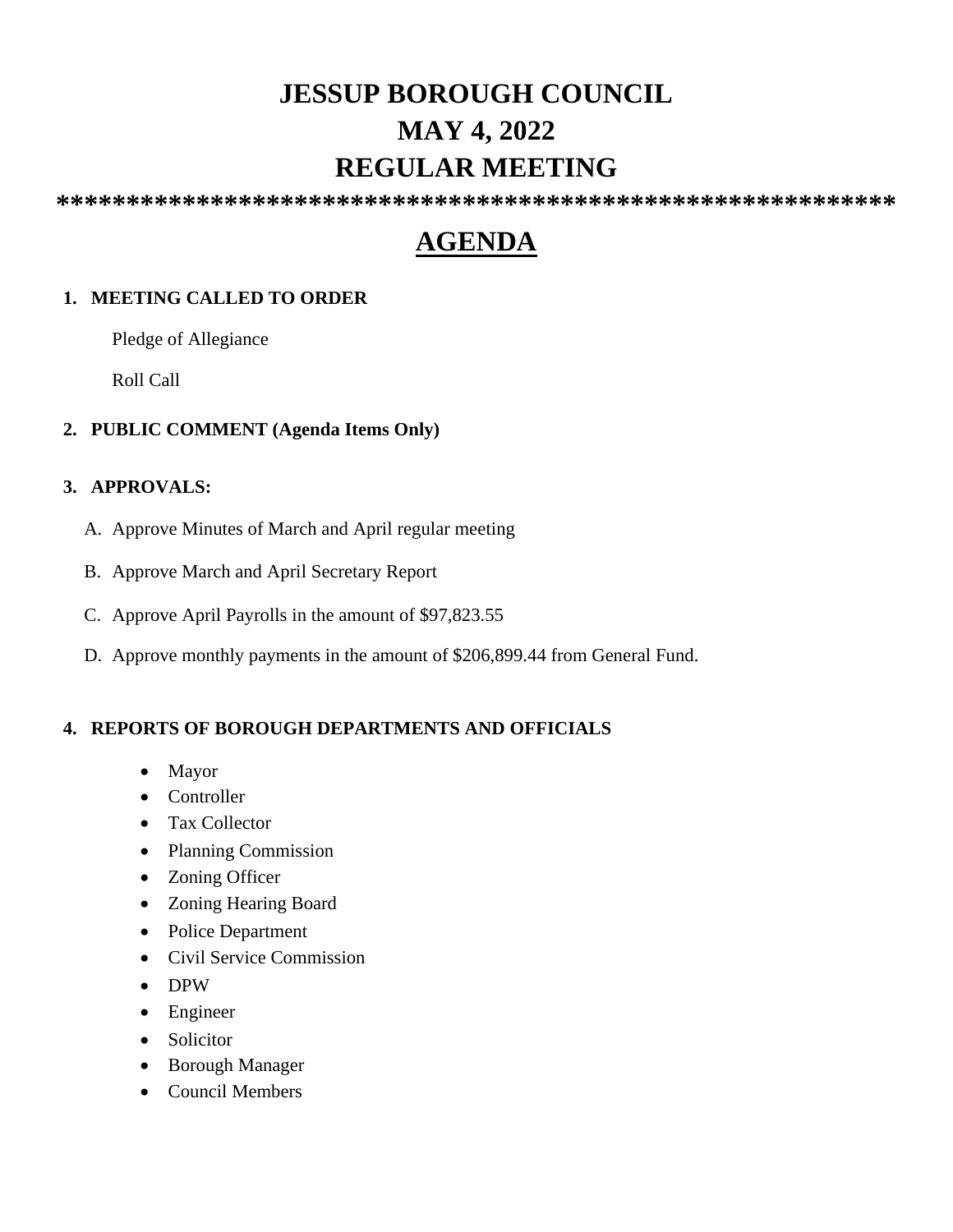# JESSUP BOROUGH COUNCIL
# MAY 4, 2022
# REGULAR MEETING

************************************************************

## AGENDA

1. **MEETING CALLED TO ORDER**

   Pledge of Allegiance

   Roll Call

2. **PUBLIC COMMENT (Agenda Items Only)**

3. **APPROVALS:**

   A. Approve Minutes of March and April regular meeting

   B. Approve March and April Secretary Report

   C. Approve April Payrolls in the amount of $97,823.55

   D. Approve monthly payments in the amount of $206,899.44 from General Fund.

4. **REPORTS OF BOROUGH DEPARTMENTS AND OFFICIALS**

   - Mayor
   - Controller
   - Tax Collector
   - Planning Commission
   - Zoning Officer
   - Zoning Hearing Board
   - Police Department
   - Civil Service Commission
   - DPW
   - Engineer
   - Solicitor
   - Borough Manager
   - Council Members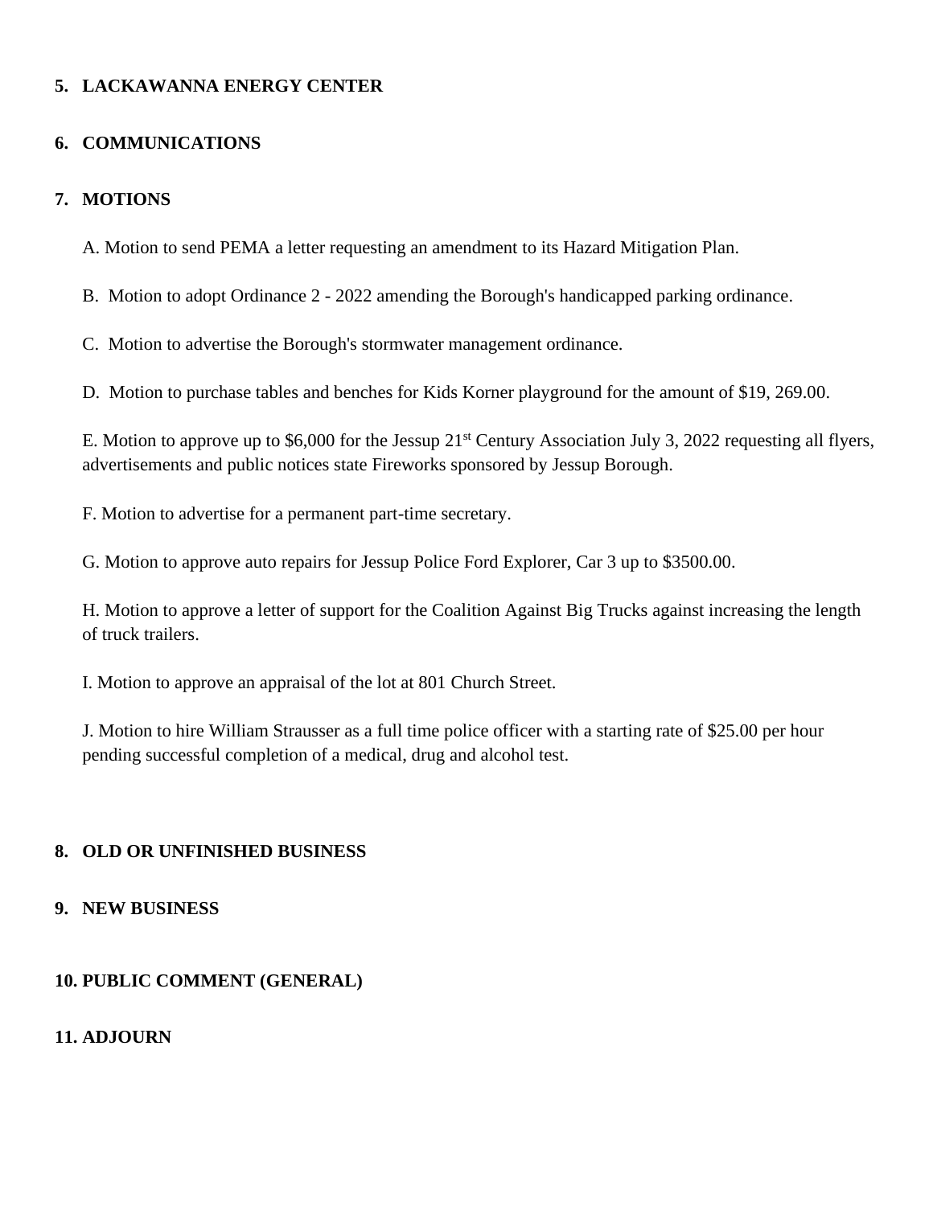**5. LACKAWANNA ENERGY CENTER**

**6. COMMUNICATIONS**

**7. MOTIONS**

A. Motion to send PEMA a letter requesting an amendment to its Hazard Mitigation Plan.

B. Motion to adopt Ordinance 2 - 2022 amending the Borough's handicapped parking ordinance.

C. Motion to advertise the Borough's stormwater management ordinance.

D. Motion to purchase tables and benches for Kids Korner playground for the amount of $19, 269.00.

E. Motion to approve up to $6,000 for the Jessup 21st Century Association July 3, 2022 requesting all flyers, advertisements and public notices state Fireworks sponsored by Jessup Borough.

F. Motion to advertise for a permanent part-time secretary.

G. Motion to approve auto repairs for Jessup Police Ford Explorer, Car 3 up to $3500.00.

H. Motion to approve a letter of support for the Coalition Against Big Trucks against increasing the length of truck trailers.

I. Motion to approve an appraisal of the lot at 801 Church Street.

J. Motion to hire William Strausser as a full time police officer with a starting rate of $25.00 per hour pending successful completion of a medical, drug and alcohol test.

**8. OLD OR UNFINISHED BUSINESS**

**9. NEW BUSINESS**

**10. PUBLIC COMMENT (GENERAL)**

**11. ADJOURN**